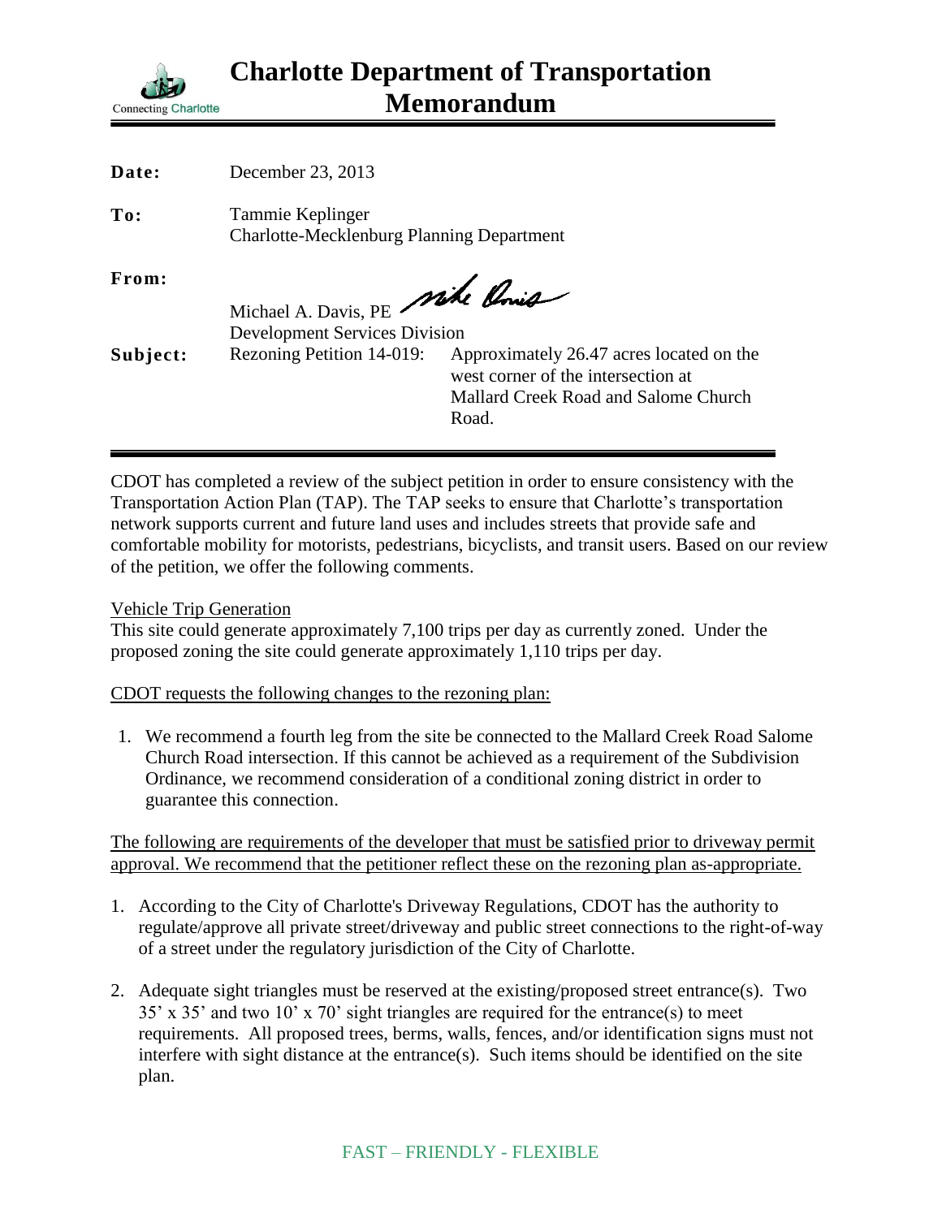# Charlotte Department of Transportation Memorandum

Connecting Charlotte

**Date:** December 23, 2013

**To:** Tammie Keplinger
Charlotte-Mecklenburg Planning Department

**From:** Michael A. Davis, PE
Development Services Division

**Subject:** Rezoning Petition 14-019: Approximately 26.47 acres located on the west corner of the intersection at Mallard Creek Road and Salome Church Road.

---

CDOT has completed a review of the subject petition in order to ensure consistency with the Transportation Action Plan (TAP). The TAP seeks to ensure that Charlotte's transportation network supports current and future land uses and includes streets that provide safe and comfortable mobility for motorists, pedestrians, bicyclists, and transit users. Based on our review of the petition, we offer the following comments.

Vehicle Trip Generation

This site could generate approximately 7,100 trips per day as currently zoned. Under the proposed zoning the site could generate approximately 1,110 trips per day.

CDOT requests the following changes to the rezoning plan:

1. We recommend a fourth leg from the site be connected to the Mallard Creek Road Salome Church Road intersection. If this cannot be achieved as a requirement of the Subdivision Ordinance, we recommend consideration of a conditional zoning district in order to guarantee this connection.

The following are requirements of the developer that must be satisfied prior to driveway permit approval. We recommend that the petitioner reflect these on the rezoning plan as-appropriate.

1. According to the City of Charlotte's Driveway Regulations, CDOT has the authority to regulate/approve all private street/driveway and public street connections to the right-of-way of a street under the regulatory jurisdiction of the City of Charlotte.

2. Adequate sight triangles must be reserved at the existing/proposed street entrance(s). Two 35' x 35' and two 10' x 70' sight triangles are required for the entrance(s) to meet requirements. All proposed trees, berms, walls, fences, and/or identification signs must not interfere with sight distance at the entrance(s). Such items should be identified on the site plan.

FAST – FRIENDLY - FLEXIBLE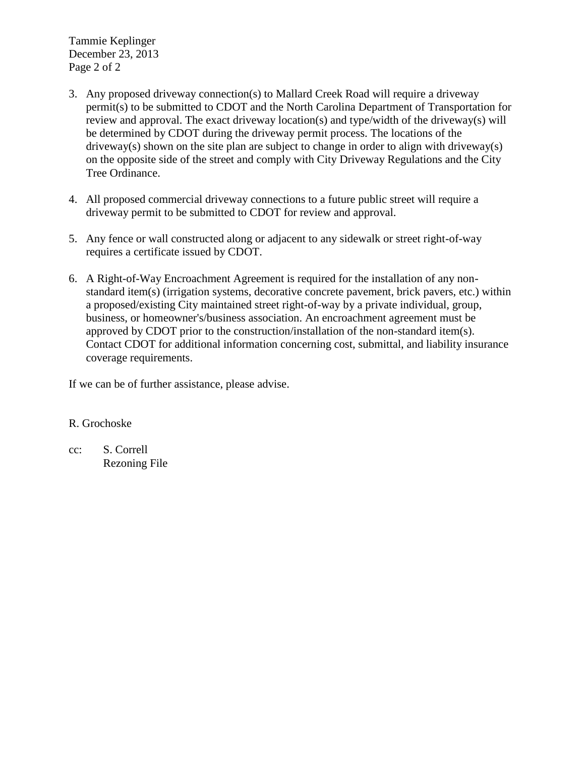3. Any proposed driveway connection(s) to Mallard Creek Road will require a driveway permit(s) to be submitted to CDOT and the North Carolina Department of Transportation for review and approval. The exact driveway location(s) and type/width of the driveway(s) will be determined by CDOT during the driveway permit process. The locations of the driveway(s) shown on the site plan are subject to change in order to align with driveway(s) on the opposite side of the street and comply with City Driveway Regulations and the City Tree Ordinance.

4. All proposed commercial driveway connections to a future public street will require a driveway permit to be submitted to CDOT for review and approval.

5. Any fence or wall constructed along or adjacent to any sidewalk or street right-of-way requires a certificate issued by CDOT.

6. A Right-of-Way Encroachment Agreement is required for the installation of any non-standard item(s) (irrigation systems, decorative concrete pavement, brick pavers, etc.) within a proposed/existing City maintained street right-of-way by a private individual, group, business, or homeowner's/business association. An encroachment agreement must be approved by CDOT prior to the construction/installation of the non-standard item(s). Contact CDOT for additional information concerning cost, submittal, and liability insurance coverage requirements.

If we can be of further assistance, please advise.

R. Grochoske

cc: S. Correll
Rezoning File